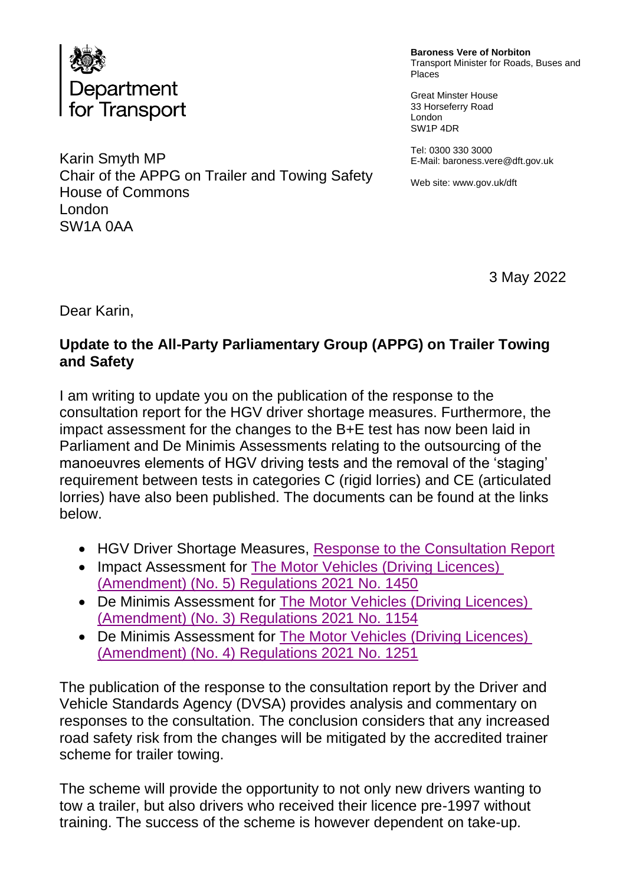Department for Transport

**Baroness Vere of Norbiton**
Transport Minister for Roads, Buses and Places

Great Minster House
33 Horseferry Road
London
SW1P 4DR

Tel: 0300 330 3000
E-Mail: baroness.vere@dft.gov.uk

Web site: www.gov.uk/dft

Karin Smyth MP
Chair of the APPG on Trailer and Towing Safety
House of Commons
London
SW1A 0AA

3 May 2022

Dear Karin,

**Update to the All-Party Parliamentary Group (APPG) on Trailer Towing and Safety**

I am writing to update you on the publication of the response to the consultation report for the HGV driver shortage measures. Furthermore, the impact assessment for the changes to the B+E test has now been laid in Parliament and De Minimis Assessments relating to the outsourcing of the manoeuvres elements of HGV driving tests and the removal of the 'staging' requirement between tests in categories C (rigid lorries) and CE (articulated lorries) have also been published. The documents can be found at the links below.

- HGV Driver Shortage Measures, Response to the Consultation Report
- Impact Assessment for The Motor Vehicles (Driving Licences) (Amendment) (No. 5) Regulations 2021 No. 1450
- De Minimis Assessment for The Motor Vehicles (Driving Licences) (Amendment) (No. 3) Regulations 2021 No. 1154
- De Minimis Assessment for The Motor Vehicles (Driving Licences) (Amendment) (No. 4) Regulations 2021 No. 1251

The publication of the response to the consultation report by the Driver and Vehicle Standards Agency (DVSA) provides analysis and commentary on responses to the consultation. The conclusion considers that any increased road safety risk from the changes will be mitigated by the accredited trainer scheme for trailer towing.

The scheme will provide the opportunity to not only new drivers wanting to tow a trailer, but also drivers who received their licence pre-1997 without training. The success of the scheme is however dependent on take-up.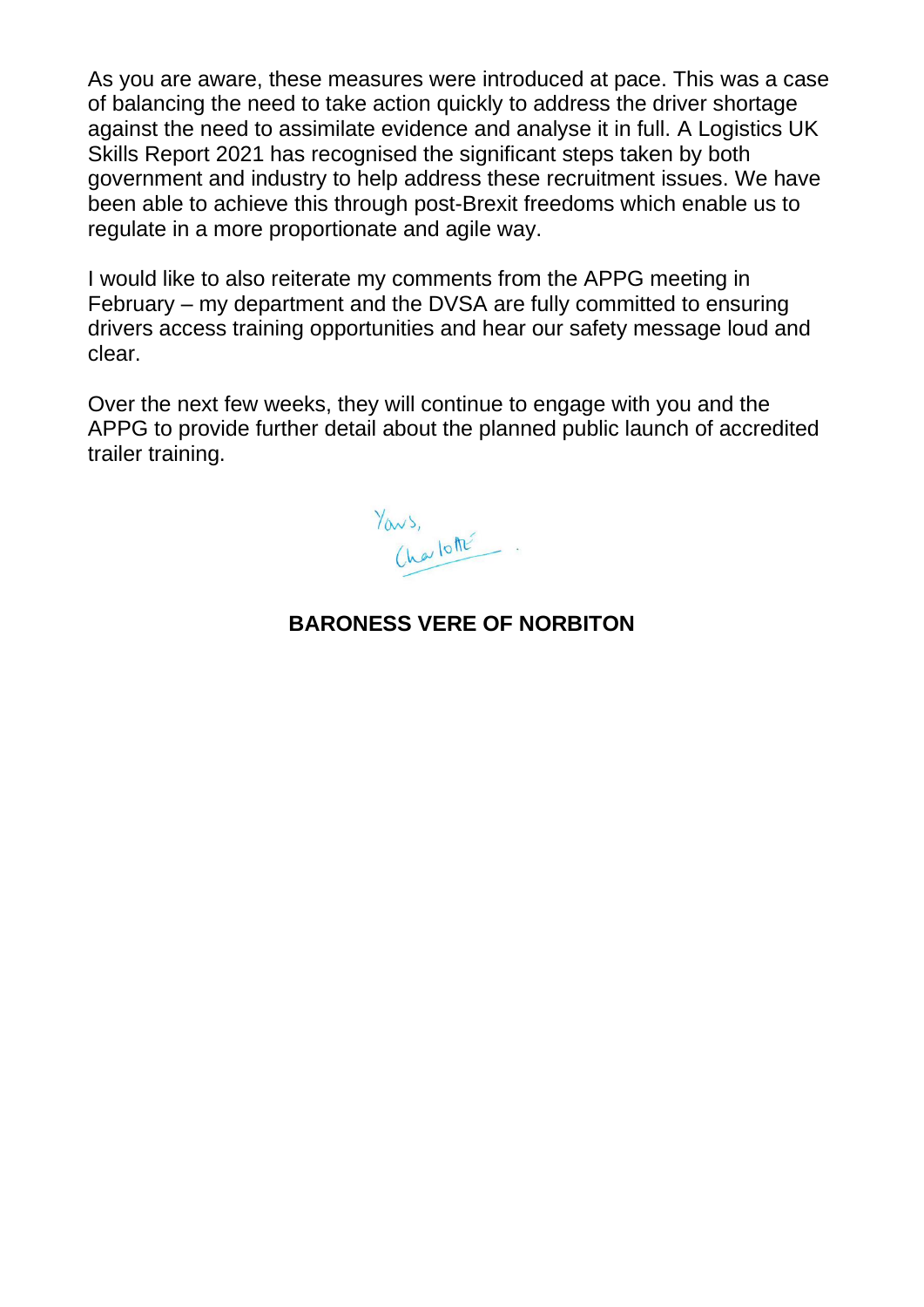As you are aware, these measures were introduced at pace. This was a case of balancing the need to take action quickly to address the driver shortage against the need to assimilate evidence and analyse it in full. A Logistics UK Skills Report 2021 has recognised the significant steps taken by both government and industry to help address these recruitment issues. We have been able to achieve this through post-Brexit freedoms which enable us to regulate in a more proportionate and agile way.

I would like to also reiterate my comments from the APPG meeting in February – my department and the DVSA are fully committed to ensuring drivers access training opportunities and hear our safety message loud and clear.

Over the next few weeks, they will continue to engage with you and the APPG to provide further detail about the planned public launch of accredited trailer training.

Yours,
Charlotte

**BARONESS VERE OF NORBITON**